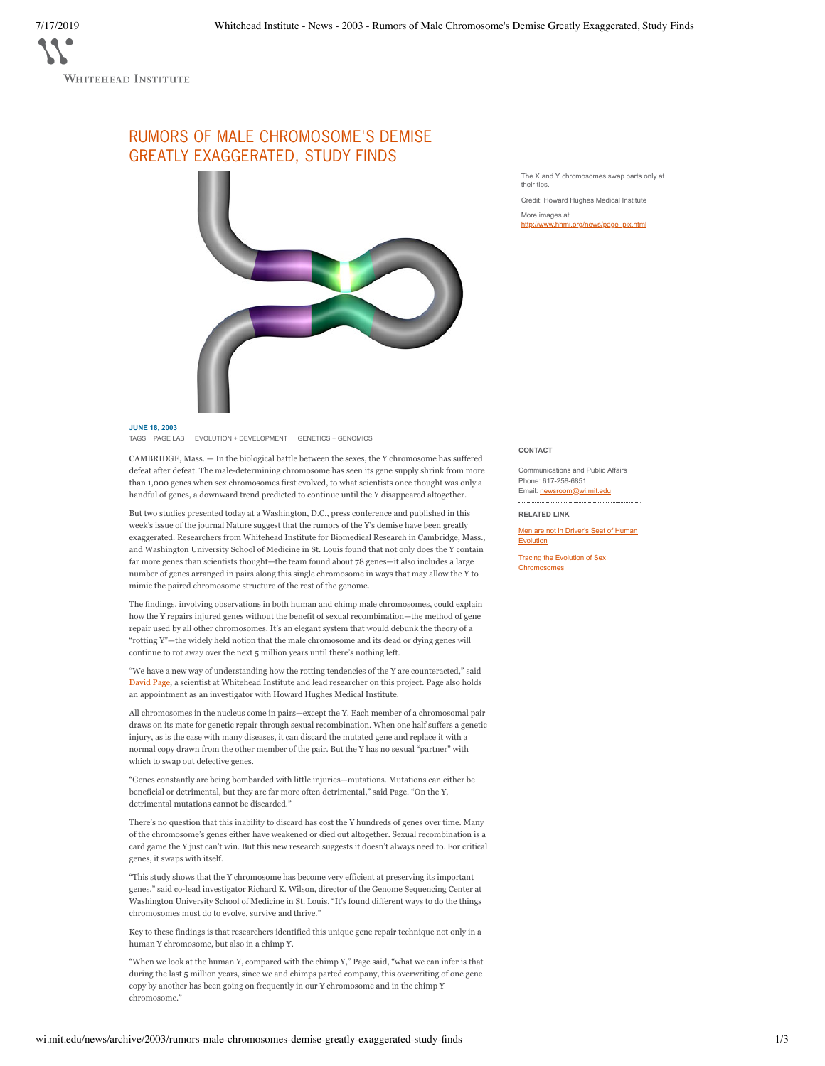# RUMORS OF MALE CHROMOSOME'S DEMISE GREATLY EXAGGERATED, STUDY FINDS

The X and Y chromosomes swap parts only at their tips.

Credit: Howard Hughes Medical Institute

More images at http://www.hhmi.org/news/page_pix.html

**JUNE 18, 2003**

TAGS: PAGE LAB  EVOLUTION + DEVELOPMENT  GENETICS + GENOMICS

CAMBRIDGE, Mass. — In the biological battle between the sexes, the Y chromosome has suffered defeat after defeat. The male-determining chromosome has seen its gene supply shrink from more than 1,000 genes when sex chromosomes first evolved, to what scientists once thought was only a handful of genes, a downward trend predicted to continue until the Y disappeared altogether.

But two studies presented today at a Washington, D.C., press conference and published in this week's issue of the journal Nature suggest that the rumors of the Y's demise have been greatly exaggerated. Researchers from Whitehead Institute for Biomedical Research in Cambridge, Mass., and Washington University School of Medicine in St. Louis found that not only does the Y contain far more genes than scientists thought—the team found about 78 genes—it also includes a large number of genes arranged in pairs along this single chromosome in ways that may allow the Y to mimic the paired chromosome structure of the rest of the genome.

The findings, involving observations in both human and chimp male chromosomes, could explain how the Y repairs injured genes without the benefit of sexual recombination—the method of gene repair used by all other chromosomes. It's an elegant system that would debunk the theory of a "rotting Y"—the widely held notion that the male chromosome and its dead or dying genes will continue to rot away over the next 5 million years until there's nothing left.

"We have a new way of understanding how the rotting tendencies of the Y are counteracted," said David Page, a scientist at Whitehead Institute and lead researcher on this project. Page also holds an appointment as an investigator with Howard Hughes Medical Institute.

All chromosomes in the nucleus come in pairs—except the Y. Each member of a chromosomal pair draws on its mate for genetic repair through sexual recombination. When one half suffers a genetic injury, as is the case with many diseases, it can discard the mutated gene and replace it with a normal copy drawn from the other member of the pair. But the Y has no sexual "partner" with which to swap out defective genes.

"Genes constantly are being bombarded with little injuries—mutations. Mutations can either be beneficial or detrimental, but they are far more often detrimental," said Page. "On the Y, detrimental mutations cannot be discarded."

There's no question that this inability to discard has cost the Y hundreds of genes over time. Many of the chromosome's genes either have weakened or died out altogether. Sexual recombination is a card game the Y just can't win. But this new research suggests it doesn't always need to. For critical genes, it swaps with itself.

"This study shows that the Y chromosome has become very efficient at preserving its important genes," said co-lead investigator Richard K. Wilson, director of the Genome Sequencing Center at Washington University School of Medicine in St. Louis. "It's found different ways to do the things chromosomes must do to evolve, survive and thrive."

Key to these findings is that researchers identified this unique gene repair technique not only in a human Y chromosome, but also in a chimp Y.

"When we look at the human Y, compared with the chimp Y," Page said, "what we can infer is that during the last 5 million years, since we and chimps parted company, this overwriting of one gene copy by another has been going on frequently in our Y chromosome and in the chimp Y chromosome."

**CONTACT**

Communications and Public Affairs
Phone: 617-258-6851
Email: newsroom@wi.mit.edu

**RELATED LINK**

Men are not in Driver's Seat of Human Evolution

Tracing the Evolution of Sex Chromosomes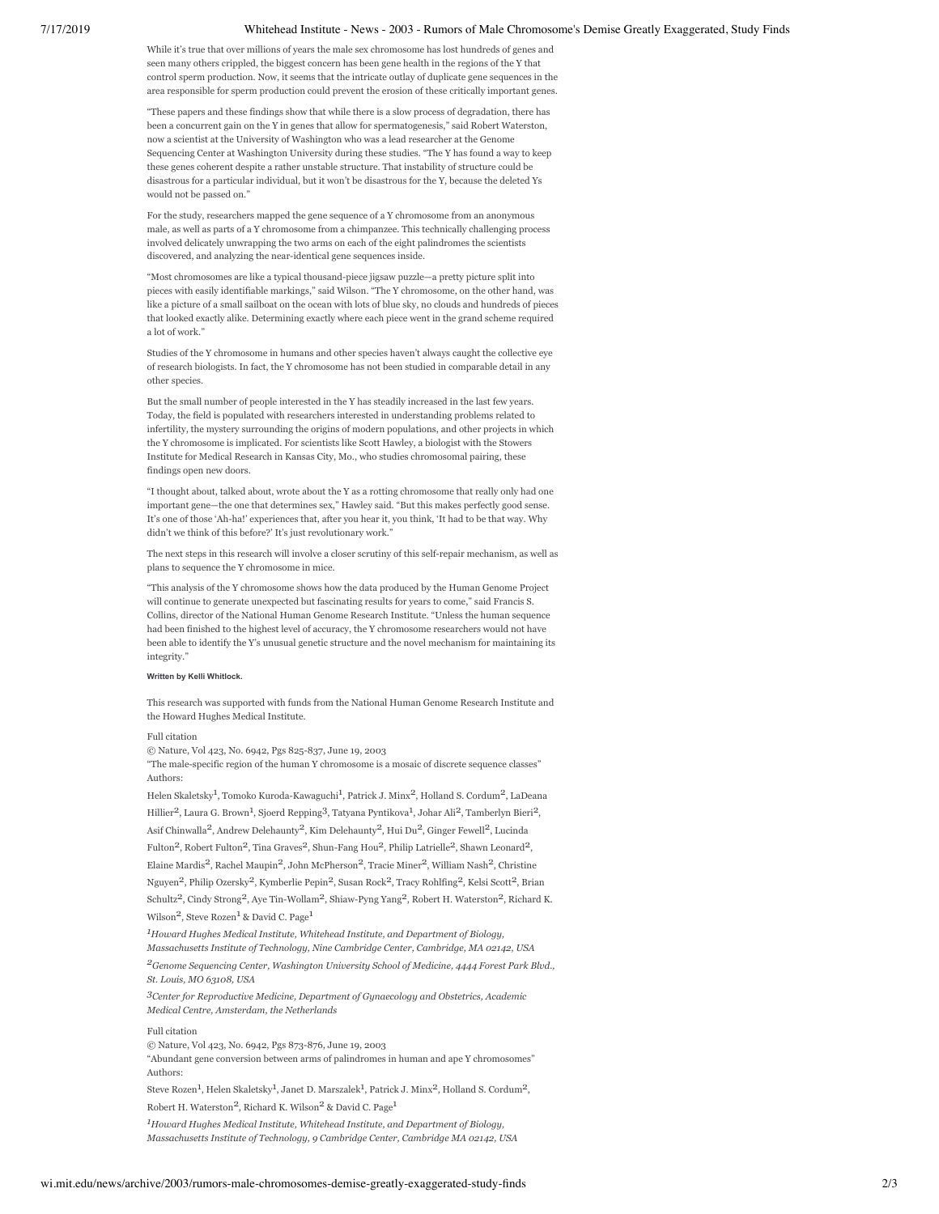While it's true that over millions of years the male sex chromosome has lost hundreds of genes and seen many others crippled, the biggest concern has been gene health in the regions of the Y that control sperm production. Now, it seems that the intricate outlay of duplicate gene sequences in the area responsible for sperm production could prevent the erosion of these critically important genes.

"These papers and these findings show that while there is a slow process of degradation, there has been a concurrent gain on the Y in genes that allow for spermatogenesis," said Robert Waterston, now a scientist at the University of Washington who was a lead researcher at the Genome Sequencing Center at Washington University during these studies. "The Y has found a way to keep these genes coherent despite a rather unstable structure. That instability of structure could be disastrous for a particular individual, but it won't be disastrous for the Y, because the deleted Ys would not be passed on."

For the study, researchers mapped the gene sequence of a Y chromosome from an anonymous male, as well as parts of a Y chromosome from a chimpanzee. This technically challenging process involved delicately unwrapping the two arms on each of the eight palindromes the scientists discovered, and analyzing the near-identical gene sequences inside.

"Most chromosomes are like a typical thousand-piece jigsaw puzzle—a pretty picture split into pieces with easily identifiable markings," said Wilson. "The Y chromosome, on the other hand, was like a picture of a small sailboat on the ocean with lots of blue sky, no clouds and hundreds of pieces that looked exactly alike. Determining exactly where each piece went in the grand scheme required a lot of work."

Studies of the Y chromosome in humans and other species haven't always caught the collective eye of research biologists. In fact, the Y chromosome has not been studied in comparable detail in any other species.

But the small number of people interested in the Y has steadily increased in the last few years. Today, the field is populated with researchers interested in understanding problems related to infertility, the mystery surrounding the origins of modern populations, and other projects in which the Y chromosome is implicated. For scientists like Scott Hawley, a biologist with the Stowers Institute for Medical Research in Kansas City, Mo., who studies chromosomal pairing, these findings open new doors.

"I thought about, talked about, wrote about the Y as a rotting chromosome that really only had one important gene—the one that determines sex," Hawley said. "But this makes perfectly good sense. It's one of those 'Ah-ha!' experiences that, after you hear it, you think, 'It had to be that way. Why didn't we think of this before?' It's just revolutionary work."

The next steps in this research will involve a closer scrutiny of this self-repair mechanism, as well as plans to sequence the Y chromosome in mice.

"This analysis of the Y chromosome shows how the data produced by the Human Genome Project will continue to generate unexpected but fascinating results for years to come," said Francis S. Collins, director of the National Human Genome Research Institute. "Unless the human sequence had been finished to the highest level of accuracy, the Y chromosome researchers would not have been able to identify the Y's unusual genetic structure and the novel mechanism for maintaining its integrity."

**Written by Kelli Whitlock.**

This research was supported with funds from the National Human Genome Research Institute and the Howard Hughes Medical Institute.

Full citation  
© Nature, Vol 423, No. 6942, Pgs 825-837, June 19, 2003  
"The male-specific region of the human Y chromosome is a mosaic of discrete sequence classes"  
Authors:

Helen Skaletsky[1], Tomoko Kuroda-Kawaguchi[1], Patrick J. Minx[2], Holland S. Cordum[2], LaDeana Hillier[2], Laura G. Brown[1], Sjoerd Repping[3], Tatyana Pyntikova[1], Johar Ali[2], Tamberlyn Bieri[2], Asif Chinwalla[2], Andrew Delehaunty[2], Kim Delehaunty[2], Hui Du[2], Ginger Fewell[2], Lucinda Fulton[2], Robert Fulton[2], Tina Graves[2], Shun-Fang Hou[2], Philip Latrielle[2], Shawn Leonard[2], Elaine Mardis[2], Rachel Maupin[2], John McPherson[2], Tracie Miner[2], William Nash[2], Christine Nguyen[2], Philip Ozersky[2], Kymberlie Pepin[2], Susan Rock[2], Tracy Rohlfing[2], Kelsi Scott[2], Brian Schultz[2], Cindy Strong[2], Aye Tin-Wollam[2], Shiaw-Pyng Yang[2], Robert H. Waterston[2], Richard K. Wilson[2], Steve Rozen[1] & David C. Page[1]

*[1]Howard Hughes Medical Institute, Whitehead Institute, and Department of Biology, Massachusetts Institute of Technology, Nine Cambridge Center, Cambridge, MA 02142, USA*

*[2]Genome Sequencing Center, Washington University School of Medicine, 4444 Forest Park Blvd., St. Louis, MO 63108, USA*

*[3]Center for Reproductive Medicine, Department of Gynaecology and Obstetrics, Academic Medical Centre, Amsterdam, the Netherlands*

Full citation  
© Nature, Vol 423, No. 6942, Pgs 873-876, June 19, 2003  
"Abundant gene conversion between arms of palindromes in human and ape Y chromosomes"  
Authors:

Steve Rozen[1], Helen Skaletsky[1], Janet D. Marszalek[1], Patrick J. Minx[2], Holland S. Cordum[2], Robert H. Waterston[2], Richard K. Wilson[2] & David C. Page[1]

*[1]Howard Hughes Medical Institute, Whitehead Institute, and Department of Biology, Massachusetts Institute of Technology, 9 Cambridge Center, Cambridge MA 02142, USA*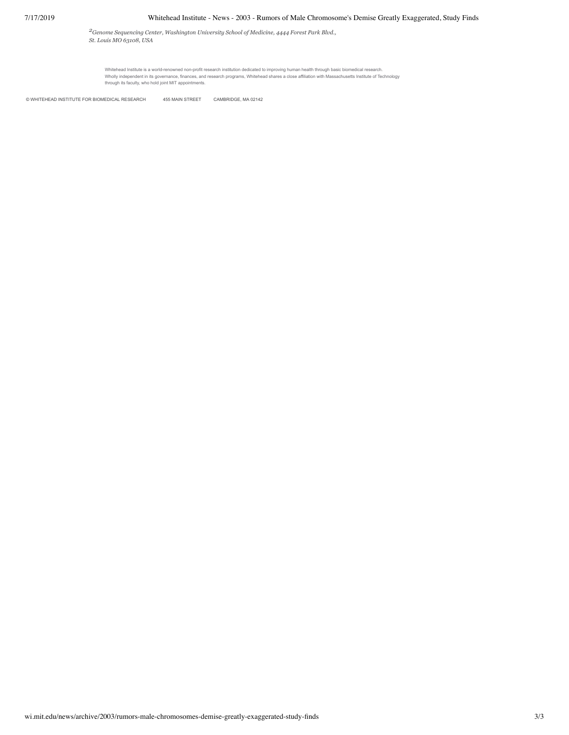[2]*Genome Sequencing Center, Washington University School of Medicine, 4444 Forest Park Blvd., St. Louis MO 63108, USA*

Whitehead Institute is a world-renowned non-profit research institution dedicated to improving human health through basic biomedical research. Wholly independent in its governance, finances, and research programs, Whitehead shares a close affiliation with Massachusetts Institute of Technology through its faculty, who hold joint MIT appointments.

© WHITEHEAD INSTITUTE FOR BIOMEDICAL RESEARCH 455 MAIN STREET CAMBRIDGE, MA 02142